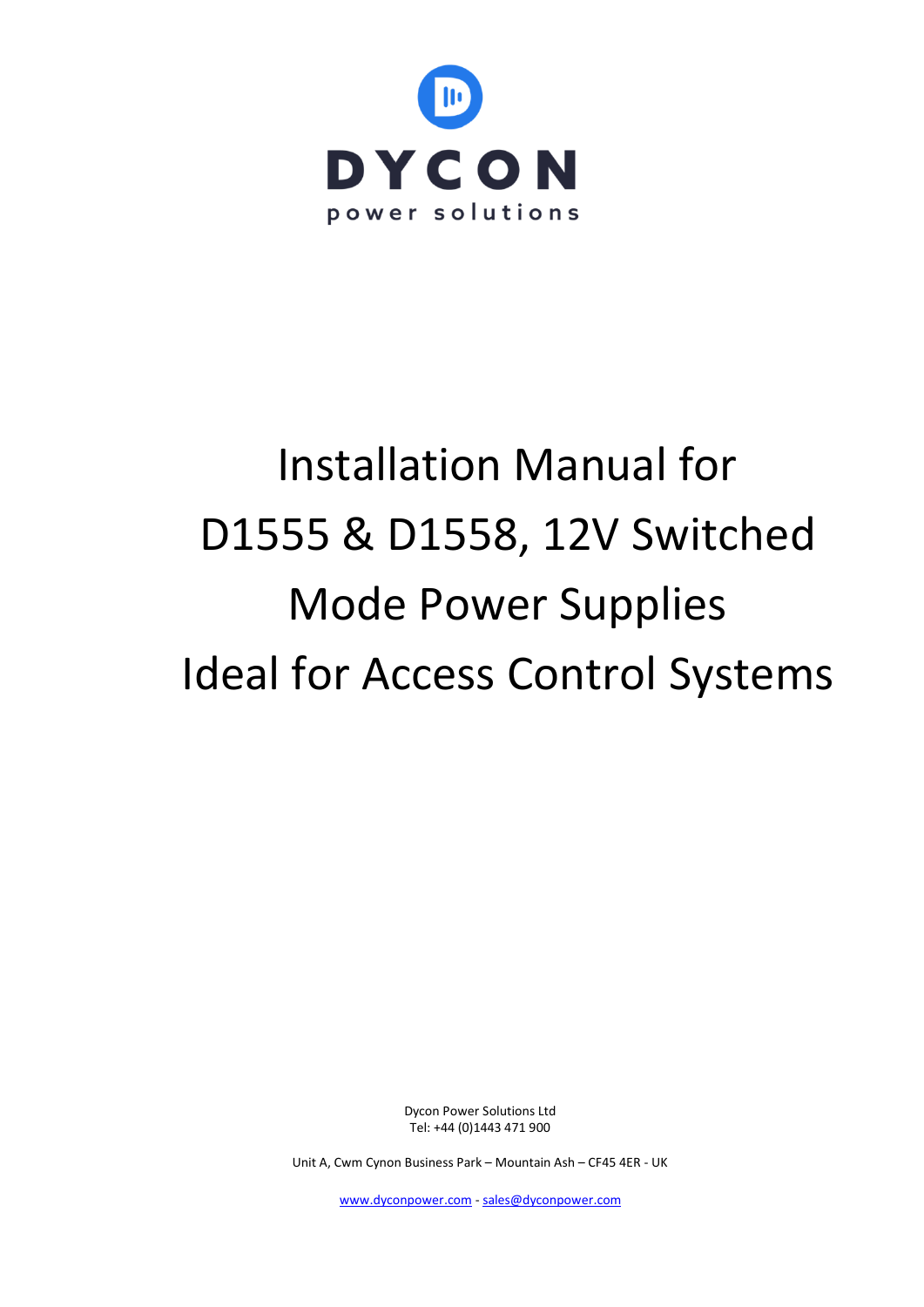DYCON

power solutions

# Installation Manual for D1555 & D1558, 12V Switched Mode Power Supplies Ideal for Access Control Systems

Dycon Power Solutions Ltd
Tel: +44 (0)1443 471 900

Unit A, Cwm Cynon Business Park – Mountain Ash – CF45 4ER - UK

www.dyconpower.com - sales@dyconpower.com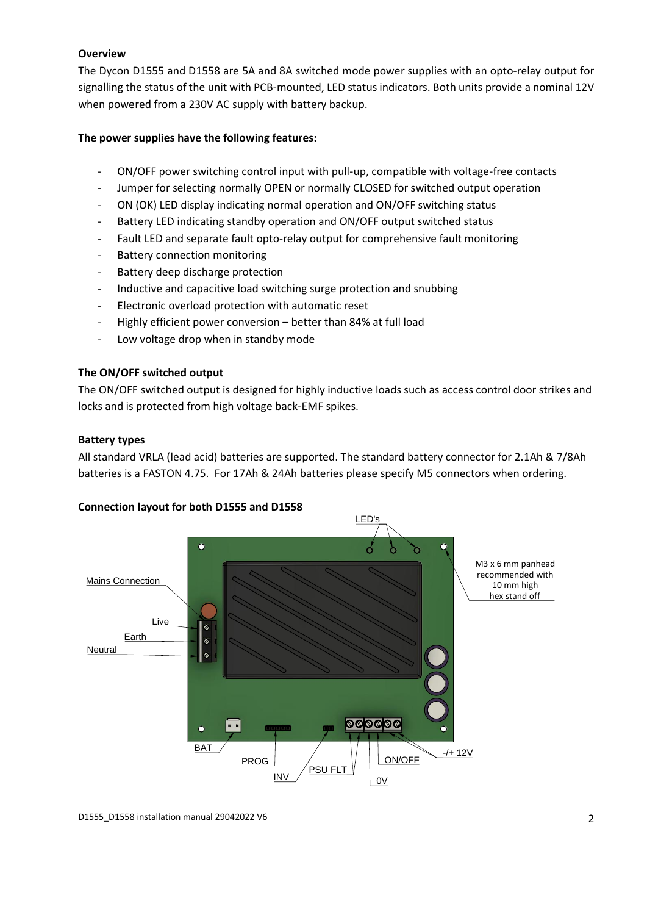**Overview**

The Dycon D1555 and D1558 are 5A and 8A switched mode power supplies with an opto-relay output for signalling the status of the unit with PCB-mounted, LED status indicators. Both units provide a nominal 12V when powered from a 230V AC supply with battery backup.

**The power supplies have the following features:**

- ON/OFF power switching control input with pull-up, compatible with voltage-free contacts
- Jumper for selecting normally OPEN or normally CLOSED for switched output operation
- ON (OK) LED display indicating normal operation and ON/OFF switching status
- Battery LED indicating standby operation and ON/OFF output switched status
- Fault LED and separate fault opto-relay output for comprehensive fault monitoring
- Battery connection monitoring
- Battery deep discharge protection
- Inductive and capacitive load switching surge protection and snubbing
- Electronic overload protection with automatic reset
- Highly efficient power conversion – better than 84% at full load
- Low voltage drop when in standby mode

**The ON/OFF switched output**

The ON/OFF switched output is designed for highly inductive loads such as access control door strikes and locks and is protected from high voltage back-EMF spikes.

**Battery types**

All standard VRLA (lead acid) batteries are supported. The standard battery connector for 2.1Ah & 7/8Ah batteries is a FASTON 4.75. For 17Ah & 24Ah batteries please specify M5 connectors when ordering.

**Connection layout for both D1555 and D1558**

LED's

M3 x 6 mm panhead recommended with 10 mm high hex stand off

Mains Connection

Live

Earth

Neutral

BAT

PROG

INV

PSU FLT

0V

ON/OFF

-/+ 12V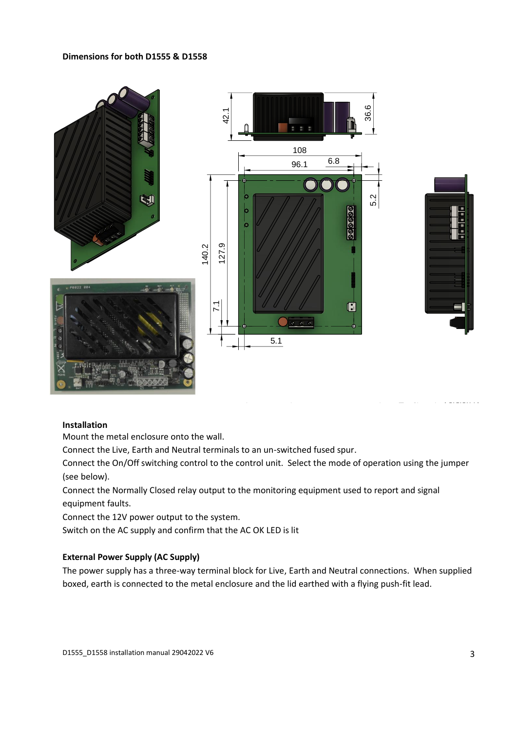**Dimensions for both D1555 & D1558**

**Installation**

Mount the metal enclosure onto the wall.

Connect the Live, Earth and Neutral terminals to an un-switched fused spur.

Connect the On/Off switching control to the control unit. Select the mode of operation using the jumper (see below).

Connect the Normally Closed relay output to the monitoring equipment used to report and signal equipment faults.

Connect the 12V power output to the system.

Switch on the AC supply and confirm that the AC OK LED is lit

**External Power Supply (AC Supply)**

The power supply has a three-way terminal block for Live, Earth and Neutral connections. When supplied boxed, earth is connected to the metal enclosure and the lid earthed with a flying push-fit lead.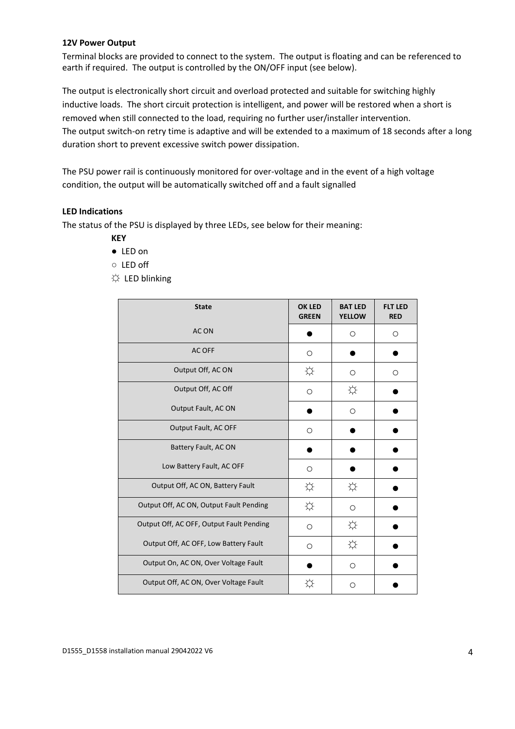**12V Power Output**

Terminal blocks are provided to connect to the system. The output is floating and can be referenced to earth if required. The output is controlled by the ON/OFF input (see below).

The output is electronically short circuit and overload protected and suitable for switching highly inductive loads. The short circuit protection is intelligent, and power will be restored when a short is removed when still connected to the load, requiring no further user/installer intervention.
The output switch-on retry time is adaptive and will be extended to a maximum of 18 seconds after a long duration short to prevent excessive switch power dissipation.

The PSU power rail is continuously monitored for over-voltage and in the event of a high voltage condition, the output will be automatically switched off and a fault signalled

**LED Indications**

The status of the PSU is displayed by three LEDs, see below for their meaning:

**KEY**

- ● LED on
- ○ LED off
- ☼ LED blinking

| State | OK LED GREEN | BAT LED YELLOW | FLT LED RED |
|---|---|---|---|
| AC ON | ● | ○ | ○ |
| AC OFF | ○ | ● | ● |
| Output Off, AC ON | ☼ | ○ | ○ |
| Output Off, AC Off | ○ | ☼ | ● |
| Output Fault, AC ON | ● | ○ | ● |
| Output Fault, AC OFF | ○ | ● | ● |
| Battery Fault, AC ON | ● | ● | ● |
| Low Battery Fault, AC OFF | ○ | ● | ● |
| Output Off, AC ON, Battery Fault | ☼ | ☼ | ● |
| Output Off, AC ON, Output Fault Pending | ☼ | ○ | ● |
| Output Off, AC OFF, Output Fault Pending | ○ | ☼ | ● |
| Output Off, AC OFF, Low Battery Fault | ○ | ☼ | ● |
| Output On, AC ON, Over Voltage Fault | ● | ○ | ● |
| Output Off, AC ON, Over Voltage Fault | ☼ | ○ | ● |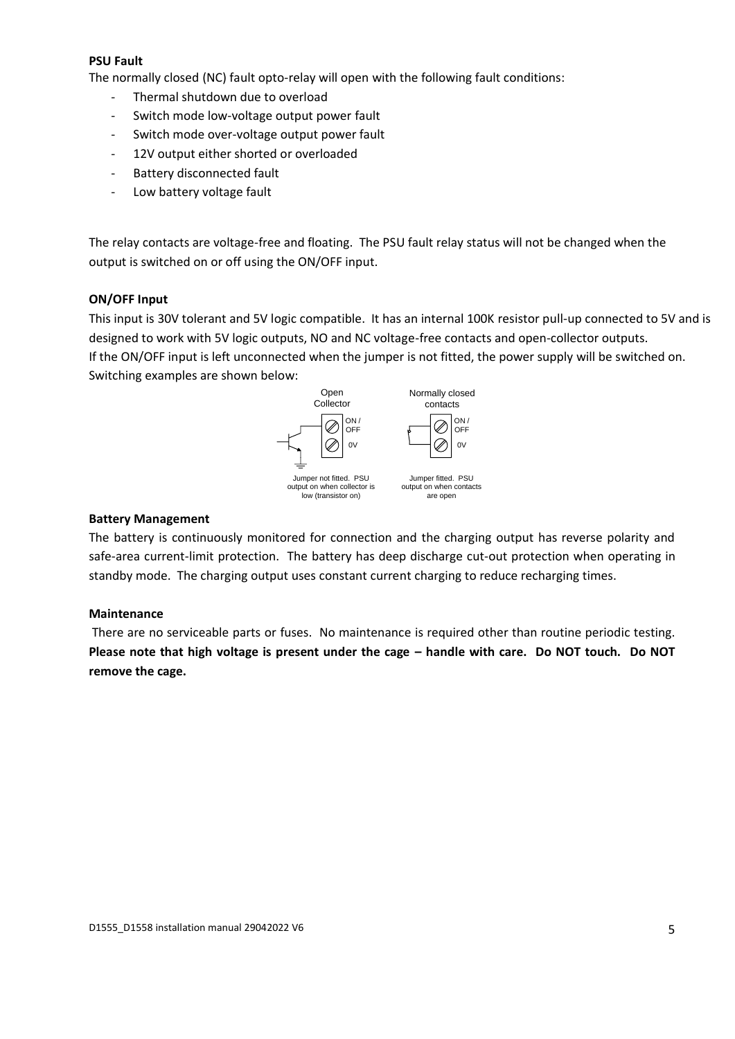**PSU Fault**

The normally closed (NC) fault opto-relay will open with the following fault conditions:

- Thermal shutdown due to overload
- Switch mode low-voltage output power fault
- Switch mode over-voltage output power fault
- 12V output either shorted or overloaded
- Battery disconnected fault
- Low battery voltage fault

The relay contacts are voltage-free and floating. The PSU fault relay status will not be changed when the output is switched on or off using the ON/OFF input.

**ON/OFF Input**

This input is 30V tolerant and 5V logic compatible. It has an internal 100K resistor pull-up connected to 5V and is designed to work with 5V logic outputs, NO and NC voltage-free contacts and open-collector outputs.
If the ON/OFF input is left unconnected when the jumper is not fitted, the power supply will be switched on. Switching examples are shown below:

Open Collector — ON / OFF, 0V

Jumper not fitted. PSU output on when collector is low (transistor on)

Normally closed contacts — ON / OFF, 0V

Jumper fitted. PSU output on when contacts are open

**Battery Management**

The battery is continuously monitored for connection and the charging output has reverse polarity and safe-area current-limit protection. The battery has deep discharge cut-out protection when operating in standby mode. The charging output uses constant current charging to reduce recharging times.

**Maintenance**

There are no serviceable parts or fuses. No maintenance is required other than routine periodic testing.
**Please note that high voltage is present under the cage – handle with care. Do NOT touch. Do NOT remove the cage.**

D1555_D1558 installation manual 29042022 V6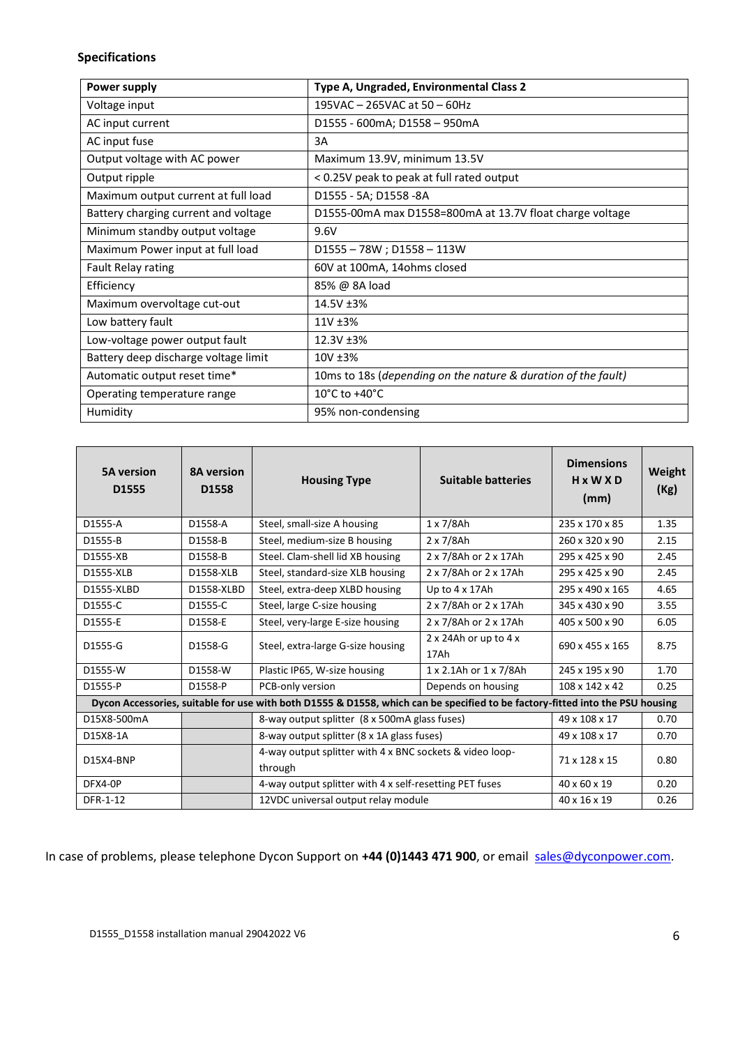**Specifications**

| Power supply | Type A, Ungraded, Environmental Class 2 |
|---|---|
| Voltage input | 195VAC – 265VAC at 50 – 60Hz |
| AC input current | D1555 - 600mA; D1558 – 950mA |
| AC input fuse | 3A |
| Output voltage with AC power | Maximum 13.9V, minimum 13.5V |
| Output ripple | < 0.25V peak to peak at full rated output |
| Maximum output current at full load | D1555 - 5A; D1558 -8A |
| Battery charging current and voltage | D1555-00mA max D1558=800mA at 13.7V float charge voltage |
| Minimum standby output voltage | 9.6V |
| Maximum Power input at full load | D1555 – 78W ; D1558 – 113W |
| Fault Relay rating | 60V at 100mA, 14ohms closed |
| Efficiency | 85% @ 8A load |
| Maximum overvoltage cut-out | 14.5V ±3% |
| Low battery fault | 11V ±3% |
| Low-voltage power output fault | 12.3V ±3% |
| Battery deep discharge voltage limit | 10V ±3% |
| Automatic output reset time* | 10ms to 18s (*depending on the nature & duration of the fault)* |
| Operating temperature range | 10°C to +40°C |
| Humidity | 95% non-condensing |

| 5A version D1555 | 8A version D1558 | Housing Type | Suitable batteries | Dimensions H x W X D (mm) | Weight (Kg) |
|---|---|---|---|---|---|
| D1555-A | D1558-A | Steel, small-size A housing | 1 x 7/8Ah | 235 x 170 x 85 | 1.35 |
| D1555-B | D1558-B | Steel, medium-size B housing | 2 x 7/8Ah | 260 x 320 x 90 | 2.15 |
| D1555-XB | D1558-B | Steel. Clam-shell lid XB housing | 2 x 7/8Ah or 2 x 17Ah | 295 x 425 x 90 | 2.45 |
| D1555-XLB | D1558-XLB | Steel, standard-size XLB housing | 2 x 7/8Ah or 2 x 17Ah | 295 x 425 x 90 | 2.45 |
| D1555-XLBD | D1558-XLBD | Steel, extra-deep XLBD housing | Up to 4 x 17Ah | 295 x 490 x 165 | 4.65 |
| D1555-C | D1555-C | Steel, large C-size housing | 2 x 7/8Ah or 2 x 17Ah | 345 x 430 x 90 | 3.55 |
| D1555-E | D1558-E | Steel, very-large E-size housing | 2 x 7/8Ah or 2 x 17Ah | 405 x 500 x 90 | 6.05 |
| D1555-G | D1558-G | Steel, extra-large G-size housing | 2 x 24Ah or up to 4 x 17Ah | 690 x 455 x 165 | 8.75 |
| D1555-W | D1558-W | Plastic IP65, W-size housing | 1 x 2.1Ah or 1 x 7/8Ah | 245 x 195 x 90 | 1.70 |
| D1555-P | D1558-P | PCB-only version | Depends on housing | 108 x 142 x 42 | 0.25 |
| **Dycon Accessories, suitable for use with both D1555 & D1558, which can be specified to be factory-fitted into the PSU housing** | | | | | |
| D15X8-500mA | | 8-way output splitter (8 x 500mA glass fuses) | | 49 x 108 x 17 | 0.70 |
| D15X8-1A | | 8-way output splitter (8 x 1A glass fuses) | | 49 x 108 x 17 | 0.70 |
| D15X4-BNP | | 4-way output splitter with 4 x BNC sockets & video loop-through | | 71 x 128 x 15 | 0.80 |
| DFX4-0P | | 4-way output splitter with 4 x self-resetting PET fuses | | 40 x 60 x 19 | 0.20 |
| DFR-1-12 | | 12VDC universal output relay module | | 40 x 16 x 19 | 0.26 |

In case of problems, please telephone Dycon Support on **+44 (0)1443 471 900**, or email sales@dyconpower.com.

D1555_D1558 installation manual 29042022 V6